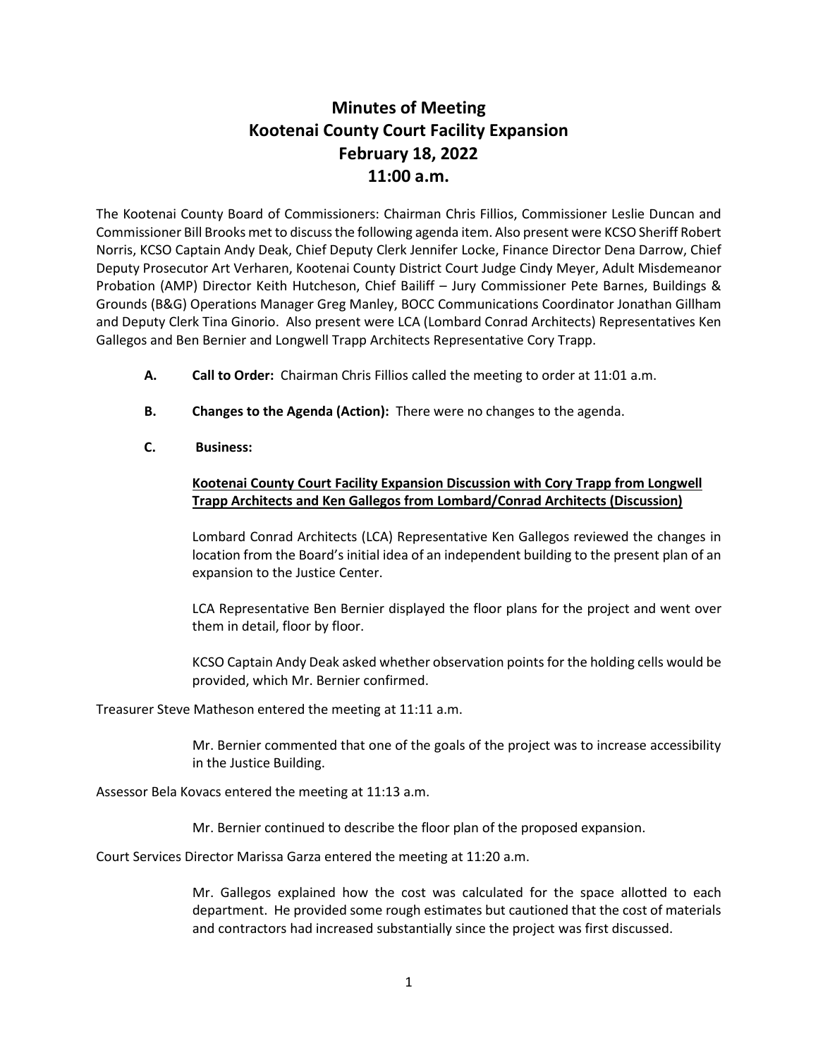# Minutes of Meeting
# Kootenai County Court Facility Expansion
# February 18, 2022
# 11:00 a.m.

The Kootenai County Board of Commissioners: Chairman Chris Fillios, Commissioner Leslie Duncan and Commissioner Bill Brooks met to discuss the following agenda item. Also present were KCSO Sheriff Robert Norris, KCSO Captain Andy Deak, Chief Deputy Clerk Jennifer Locke, Finance Director Dena Darrow, Chief Deputy Prosecutor Art Verharen, Kootenai County District Court Judge Cindy Meyer, Adult Misdemeanor Probation (AMP) Director Keith Hutcheson, Chief Bailiff – Jury Commissioner Pete Barnes, Buildings & Grounds (B&G) Operations Manager Greg Manley, BOCC Communications Coordinator Jonathan Gillham and Deputy Clerk Tina Ginorio. Also present were LCA (Lombard Conrad Architects) Representatives Ken Gallegos and Ben Bernier and Longwell Trapp Architects Representative Cory Trapp.

**A. Call to Order:** Chairman Chris Fillios called the meeting to order at 11:01 a.m.

**B. Changes to the Agenda (Action):** There were no changes to the agenda.

**C. Business:**

<u>**Kootenai County Court Facility Expansion Discussion with Cory Trapp from Longwell Trapp Architects and Ken Gallegos from Lombard/Conrad Architects (Discussion)**</u>

Lombard Conrad Architects (LCA) Representative Ken Gallegos reviewed the changes in location from the Board's initial idea of an independent building to the present plan of an expansion to the Justice Center.

LCA Representative Ben Bernier displayed the floor plans for the project and went over them in detail, floor by floor.

KCSO Captain Andy Deak asked whether observation points for the holding cells would be provided, which Mr. Bernier confirmed.

Treasurer Steve Matheson entered the meeting at 11:11 a.m.

Mr. Bernier commented that one of the goals of the project was to increase accessibility in the Justice Building.

Assessor Bela Kovacs entered the meeting at 11:13 a.m.

Mr. Bernier continued to describe the floor plan of the proposed expansion.

Court Services Director Marissa Garza entered the meeting at 11:20 a.m.

Mr. Gallegos explained how the cost was calculated for the space allotted to each department. He provided some rough estimates but cautioned that the cost of materials and contractors had increased substantially since the project was first discussed.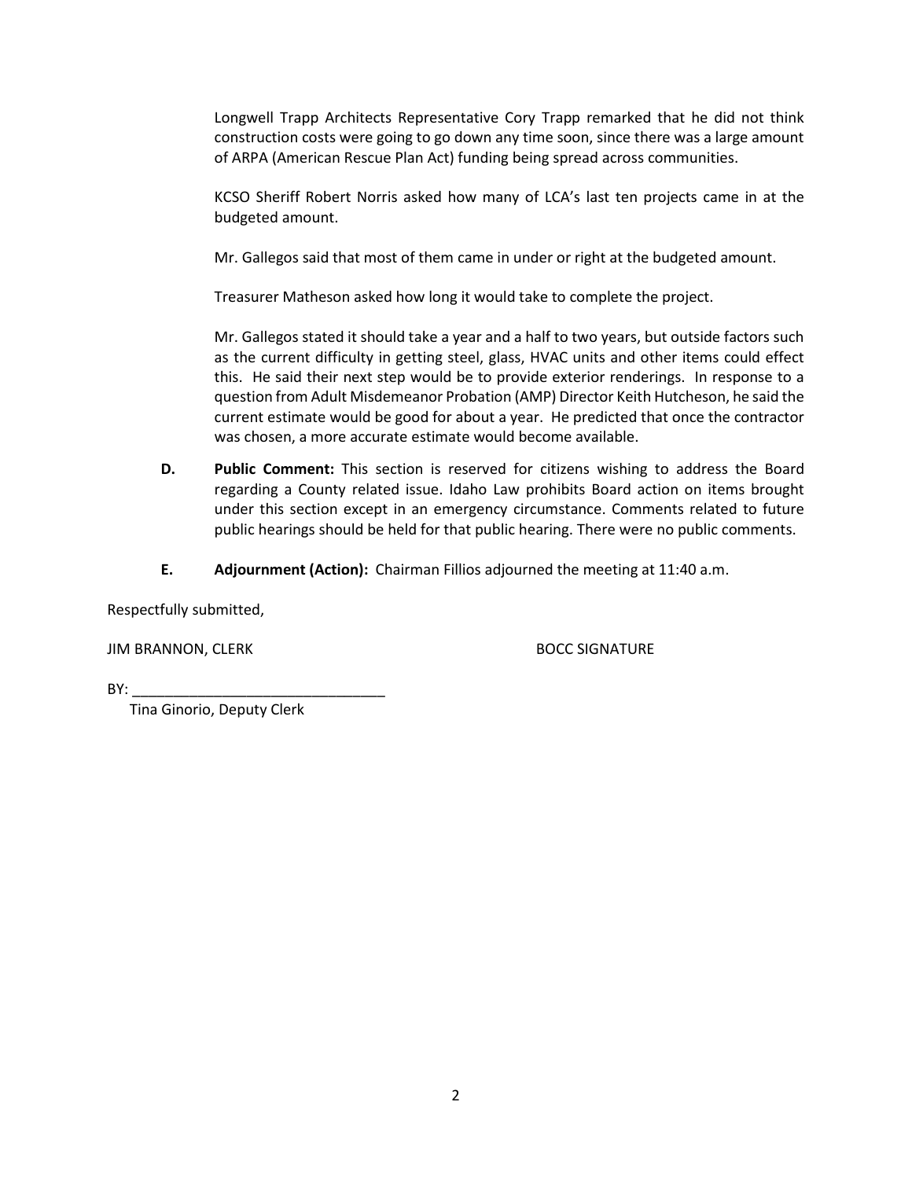Longwell Trapp Architects Representative Cory Trapp remarked that he did not think construction costs were going to go down any time soon, since there was a large amount of ARPA (American Rescue Plan Act) funding being spread across communities.

KCSO Sheriff Robert Norris asked how many of LCA's last ten projects came in at the budgeted amount.

Mr. Gallegos said that most of them came in under or right at the budgeted amount.

Treasurer Matheson asked how long it would take to complete the project.

Mr. Gallegos stated it should take a year and a half to two years, but outside factors such as the current difficulty in getting steel, glass, HVAC units and other items could effect this. He said their next step would be to provide exterior renderings. In response to a question from Adult Misdemeanor Probation (AMP) Director Keith Hutcheson, he said the current estimate would be good for about a year. He predicted that once the contractor was chosen, a more accurate estimate would become available.

**D. Public Comment:** This section is reserved for citizens wishing to address the Board regarding a County related issue. Idaho Law prohibits Board action on items brought under this section except in an emergency circumstance. Comments related to future public hearings should be held for that public hearing. There were no public comments.

**E. Adjournment (Action):** Chairman Fillios adjourned the meeting at 11:40 a.m.

Respectfully submitted,

JIM BRANNON, CLERK BOCC SIGNATURE

BY: _______________________________
Tina Ginorio, Deputy Clerk